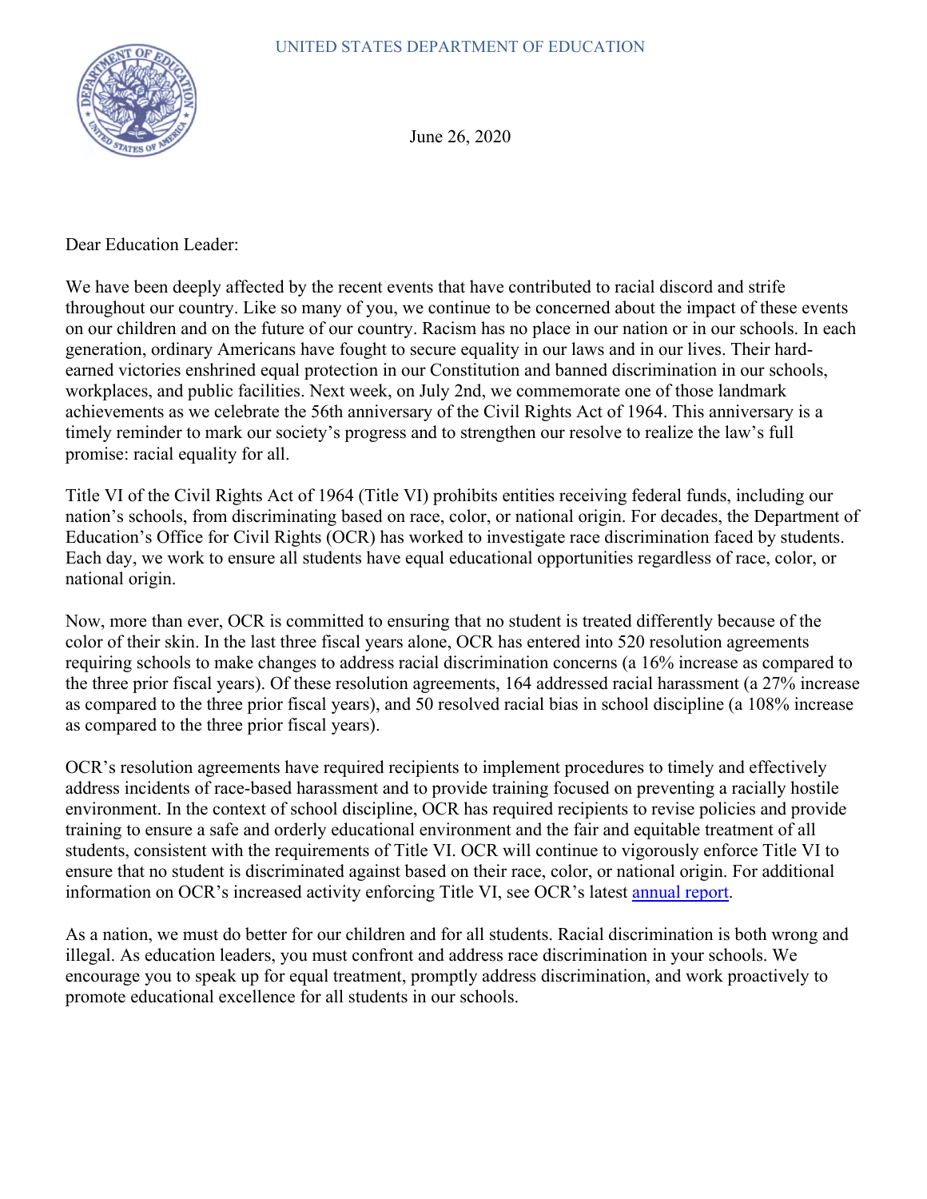UNITED STATES DEPARTMENT OF EDUCATION

June 26, 2020

Dear Education Leader:

We have been deeply affected by the recent events that have contributed to racial discord and strife throughout our country. Like so many of you, we continue to be concerned about the impact of these events on our children and on the future of our country. Racism has no place in our nation or in our schools. In each generation, ordinary Americans have fought to secure equality in our laws and in our lives. Their hard-earned victories enshrined equal protection in our Constitution and banned discrimination in our schools, workplaces, and public facilities. Next week, on July 2nd, we commemorate one of those landmark achievements as we celebrate the 56th anniversary of the Civil Rights Act of 1964. This anniversary is a timely reminder to mark our society's progress and to strengthen our resolve to realize the law's full promise: racial equality for all.

Title VI of the Civil Rights Act of 1964 (Title VI) prohibits entities receiving federal funds, including our nation's schools, from discriminating based on race, color, or national origin. For decades, the Department of Education's Office for Civil Rights (OCR) has worked to investigate race discrimination faced by students. Each day, we work to ensure all students have equal educational opportunities regardless of race, color, or national origin.

Now, more than ever, OCR is committed to ensuring that no student is treated differently because of the color of their skin. In the last three fiscal years alone, OCR has entered into 520 resolution agreements requiring schools to make changes to address racial discrimination concerns (a 16% increase as compared to the three prior fiscal years). Of these resolution agreements, 164 addressed racial harassment (a 27% increase as compared to the three prior fiscal years), and 50 resolved racial bias in school discipline (a 108% increase as compared to the three prior fiscal years).

OCR's resolution agreements have required recipients to implement procedures to timely and effectively address incidents of race-based harassment and to provide training focused on preventing a racially hostile environment. In the context of school discipline, OCR has required recipients to revise policies and provide training to ensure a safe and orderly educational environment and the fair and equitable treatment of all students, consistent with the requirements of Title VI. OCR will continue to vigorously enforce Title VI to ensure that no student is discriminated against based on their race, color, or national origin. For additional information on OCR's increased activity enforcing Title VI, see OCR's latest annual report.

As a nation, we must do better for our children and for all students. Racial discrimination is both wrong and illegal. As education leaders, you must confront and address race discrimination in your schools. We encourage you to speak up for equal treatment, promptly address discrimination, and work proactively to promote educational excellence for all students in our schools.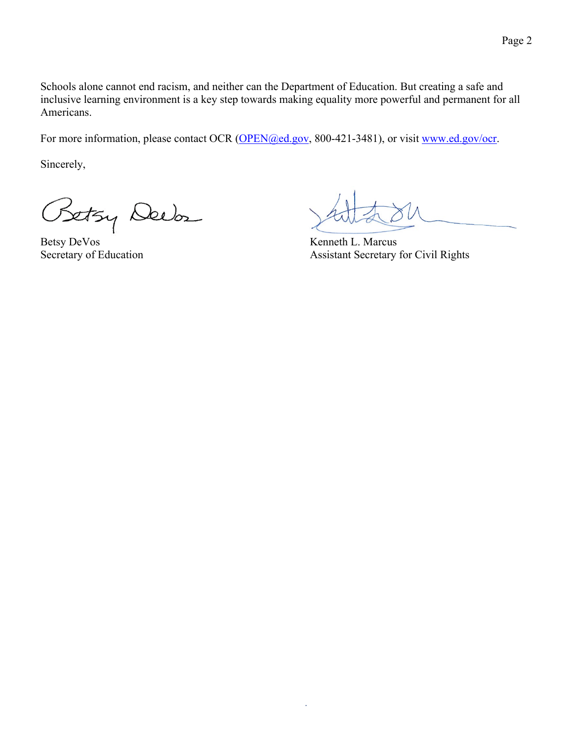Schools alone cannot end racism, and neither can the Department of Education. But creating a safe and inclusive learning environment is a key step towards making equality more powerful and permanent for all Americans.

For more information, please contact OCR (OPEN@ed.gov, 800-421-3481), or visit www.ed.gov/ocr.

Sincerely,

Betsy DeVos
Secretary of Education

Kenneth L. Marcus
Assistant Secretary for Civil Rights